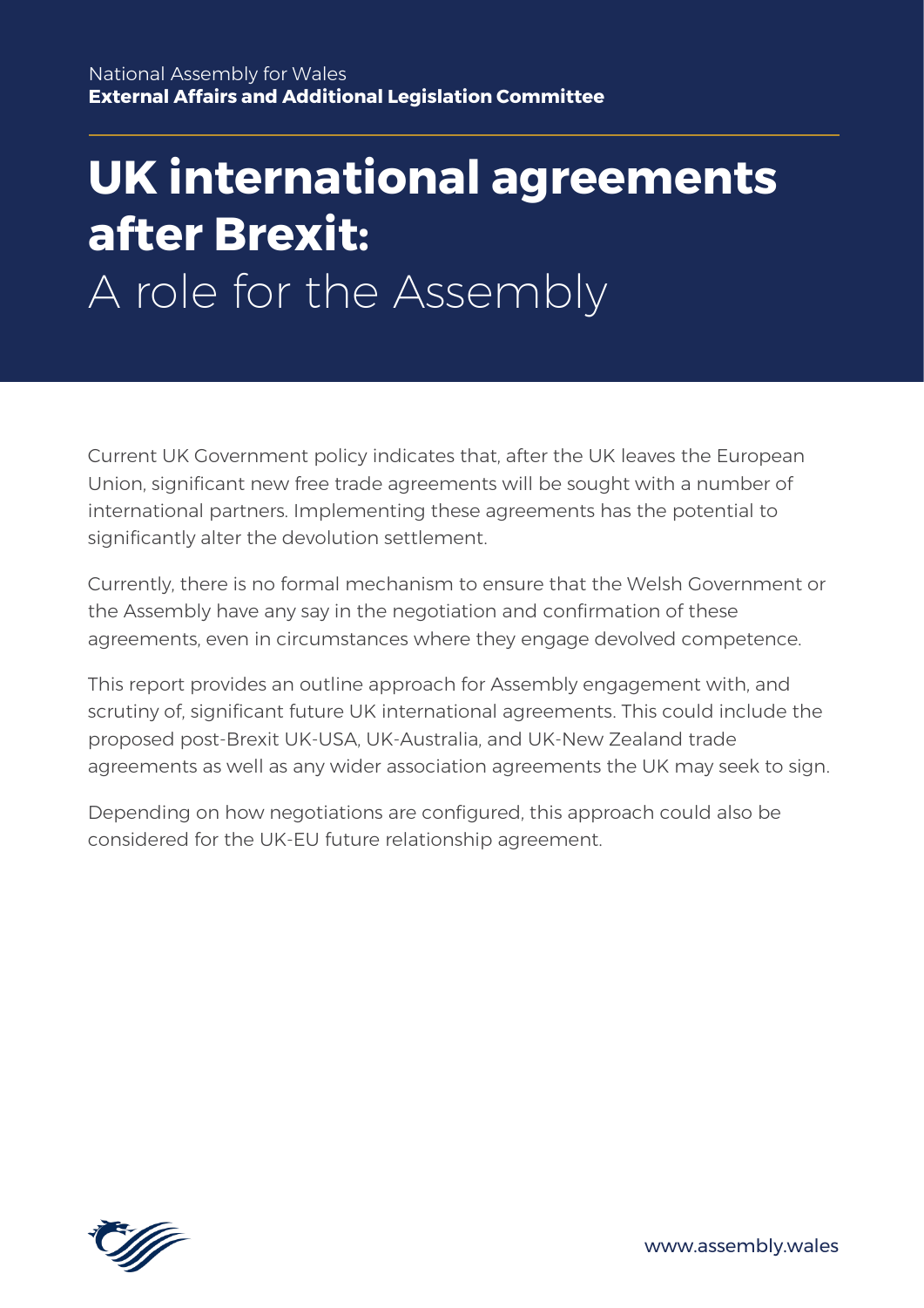National Assembly for Wales
**External Affairs and Additional Legislation Committee**

# UK international agreements after Brexit: A role for the Assembly

Current UK Government policy indicates that, after the UK leaves the European Union, significant new free trade agreements will be sought with a number of international partners. Implementing these agreements has the potential to significantly alter the devolution settlement.

Currently, there is no formal mechanism to ensure that the Welsh Government or the Assembly have any say in the negotiation and confirmation of these agreements, even in circumstances where they engage devolved competence.

This report provides an outline approach for Assembly engagement with, and scrutiny of, significant future UK international agreements. This could include the proposed post-Brexit UK-USA, UK-Australia, and UK-New Zealand trade agreements as well as any wider association agreements the UK may seek to sign.

Depending on how negotiations are configured, this approach could also be considered for the UK-EU future relationship agreement.

www.assembly.wales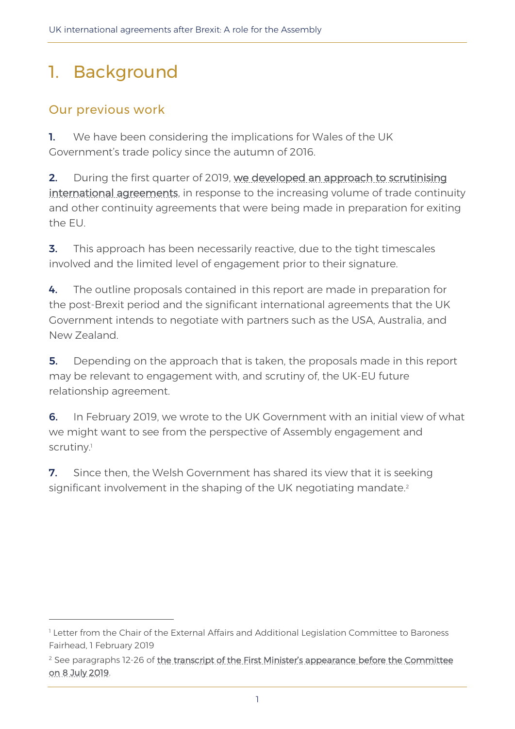# 1. Background

## Our previous work

**1.** We have been considering the implications for Wales of the UK Government's trade policy since the autumn of 2016.

**2.** During the first quarter of 2019, we developed an approach to scrutinising international agreements, in response to the increasing volume of trade continuity and other continuity agreements that were being made in preparation for exiting the EU.

**3.** This approach has been necessarily reactive, due to the tight timescales involved and the limited level of engagement prior to their signature.

**4.** The outline proposals contained in this report are made in preparation for the post-Brexit period and the significant international agreements that the UK Government intends to negotiate with partners such as the USA, Australia, and New Zealand.

**5.** Depending on the approach that is taken, the proposals made in this report may be relevant to engagement with, and scrutiny of, the UK-EU future relationship agreement.

**6.** In February 2019, we wrote to the UK Government with an initial view of what we might want to see from the perspective of Assembly engagement and scrutiny.[1]

**7.** Since then, the Welsh Government has shared its view that it is seeking significant involvement in the shaping of the UK negotiating mandate.[2]

---

[1] Letter from the Chair of the External Affairs and Additional Legislation Committee to Baroness Fairhead, 1 February 2019

[2] See paragraphs 12-26 of the transcript of the First Minister's appearance before the Committee on 8 July 2019.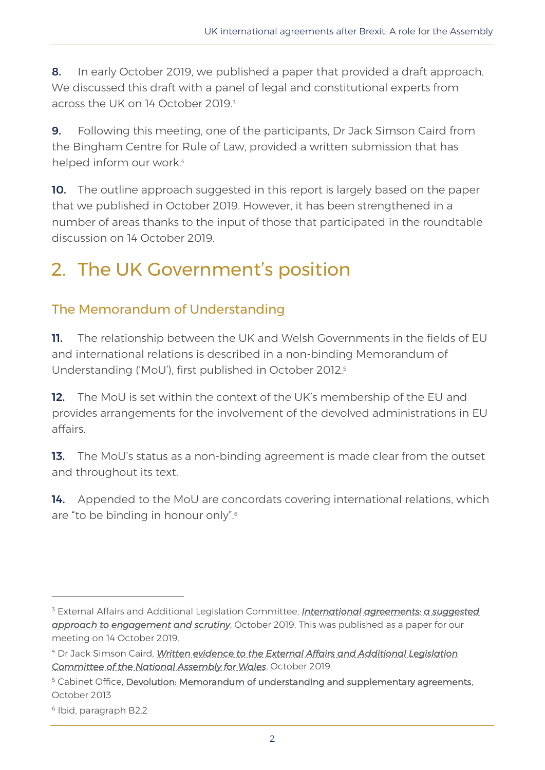**8.** In early October 2019, we published a paper that provided a draft approach. We discussed this draft with a panel of legal and constitutional experts from across the UK on 14 October 2019.[3]

**9.** Following this meeting, one of the participants, Dr Jack Simson Caird from the Bingham Centre for Rule of Law, provided a written submission that has helped inform our work.[4]

**10.** The outline approach suggested in this report is largely based on the paper that we published in October 2019. However, it has been strengthened in a number of areas thanks to the input of those that participated in the roundtable discussion on 14 October 2019.

# 2. The UK Government's position

## The Memorandum of Understanding

**11.** The relationship between the UK and Welsh Governments in the fields of EU and international relations is described in a non-binding Memorandum of Understanding ('MoU'), first published in October 2012.[5]

**12.** The MoU is set within the context of the UK's membership of the EU and provides arrangements for the involvement of the devolved administrations in EU affairs.

**13.** The MoU's status as a non-binding agreement is made clear from the outset and throughout its text.

**14.** Appended to the MoU are concordats covering international relations, which are "to be binding in honour only".[6]

---

[3] External Affairs and Additional Legislation Committee, *International agreements: a suggested approach to engagement and scrutiny*, October 2019. This was published as a paper for our meeting on 14 October 2019.

[4] Dr Jack Simson Caird, *Written evidence to the External Affairs and Additional Legislation Committee of the National Assembly for Wales*, October 2019.

[5] Cabinet Office, Devolution: Memorandum of understanding and supplementary agreements, October 2013

[6] Ibid, paragraph B2.2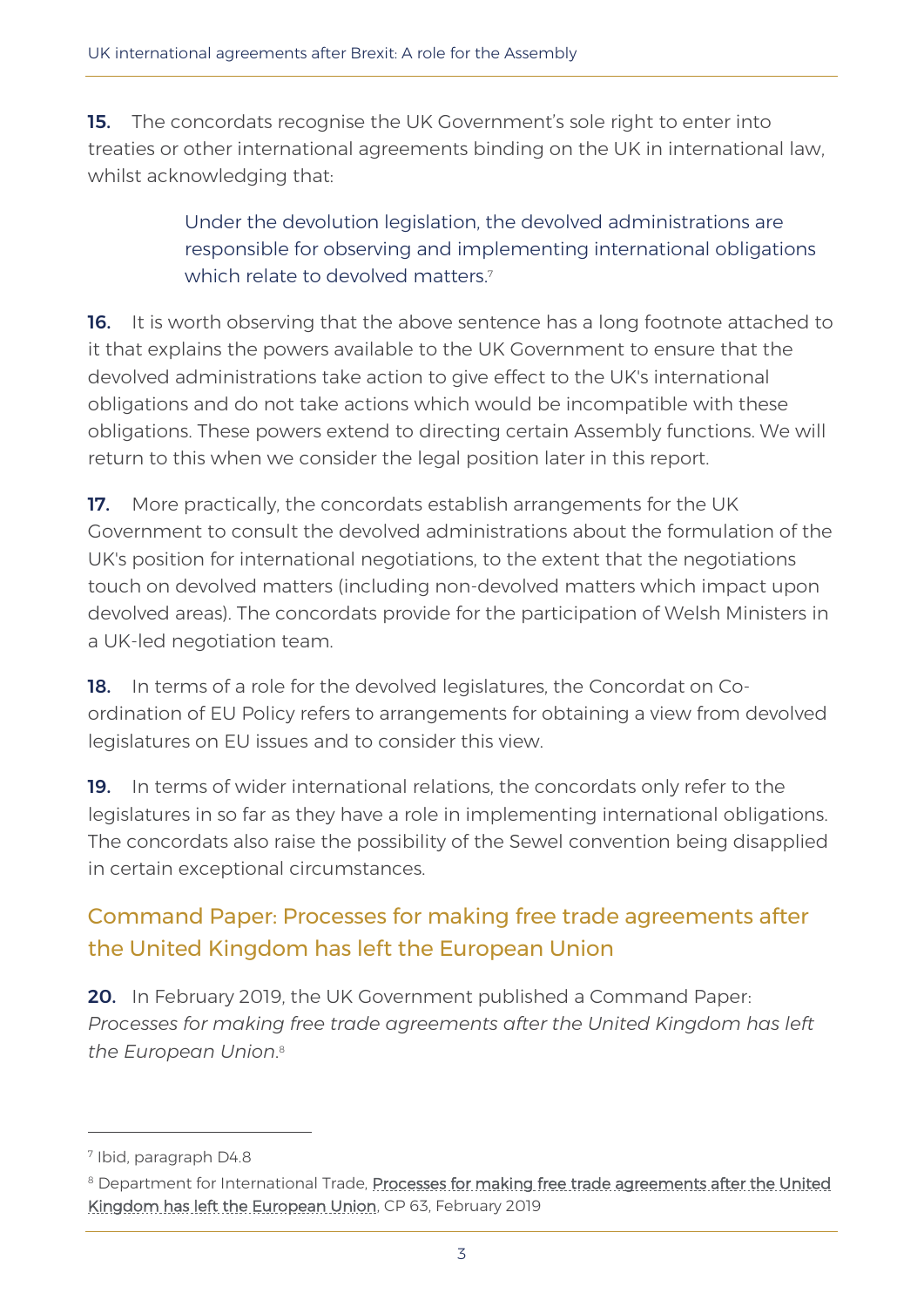**15.** The concordats recognise the UK Government's sole right to enter into treaties or other international agreements binding on the UK in international law, whilst acknowledging that:

> Under the devolution legislation, the devolved administrations are responsible for observing and implementing international obligations which relate to devolved matters.[7]

**16.** It is worth observing that the above sentence has a long footnote attached to it that explains the powers available to the UK Government to ensure that the devolved administrations take action to give effect to the UK's international obligations and do not take actions which would be incompatible with these obligations. These powers extend to directing certain Assembly functions. We will return to this when we consider the legal position later in this report.

**17.** More practically, the concordats establish arrangements for the UK Government to consult the devolved administrations about the formulation of the UK's position for international negotiations, to the extent that the negotiations touch on devolved matters (including non-devolved matters which impact upon devolved areas). The concordats provide for the participation of Welsh Ministers in a UK-led negotiation team.

**18.** In terms of a role for the devolved legislatures, the Concordat on Co-ordination of EU Policy refers to arrangements for obtaining a view from devolved legislatures on EU issues and to consider this view.

**19.** In terms of wider international relations, the concordats only refer to the legislatures in so far as they have a role in implementing international obligations. The concordats also raise the possibility of the Sewel convention being disapplied in certain exceptional circumstances.

## Command Paper: Processes for making free trade agreements after the United Kingdom has left the European Union

**20.** In February 2019, the UK Government published a Command Paper: *Processes for making free trade agreements after the United Kingdom has left the European Union*.[8]

---

[7] Ibid, paragraph D4.8

[8] Department for International Trade, Processes for making free trade agreements after the United Kingdom has left the European Union, CP 63, February 2019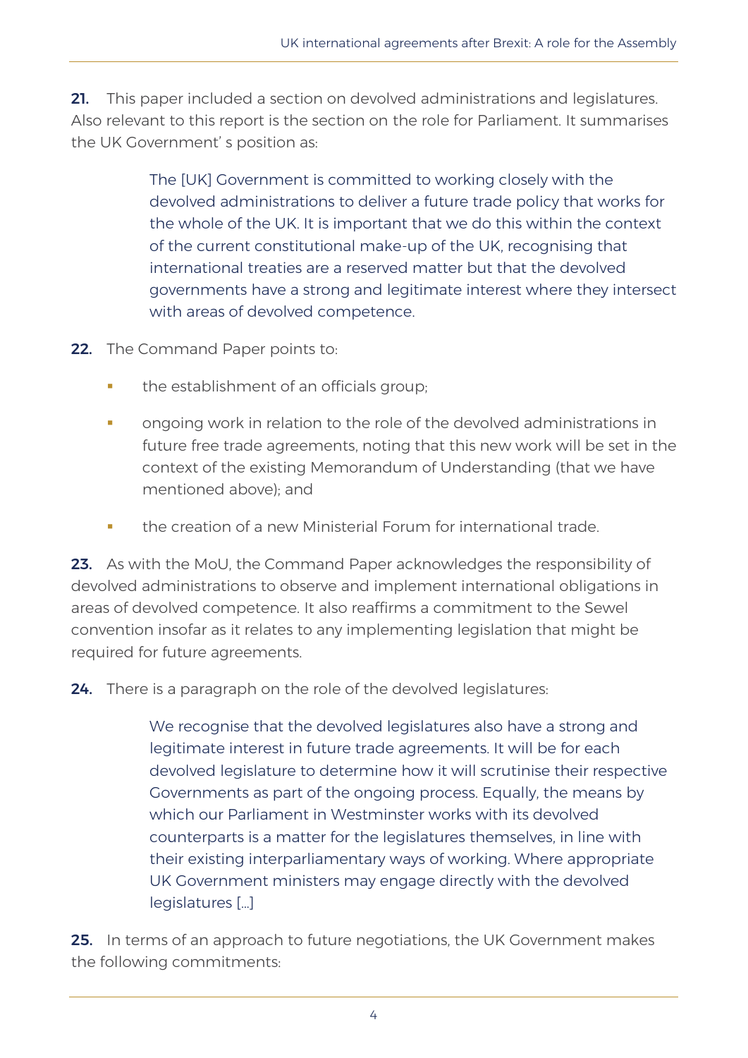**21.** This paper included a section on devolved administrations and legislatures. Also relevant to this report is the section on the role for Parliament. It summarises the UK Government' s position as:

> The [UK] Government is committed to working closely with the devolved administrations to deliver a future trade policy that works for the whole of the UK. It is important that we do this within the context of the current constitutional make-up of the UK, recognising that international treaties are a reserved matter but that the devolved governments have a strong and legitimate interest where they intersect with areas of devolved competence.

**22.** The Command Paper points to:

- the establishment of an officials group;
- ongoing work in relation to the role of the devolved administrations in future free trade agreements, noting that this new work will be set in the context of the existing Memorandum of Understanding (that we have mentioned above); and
- the creation of a new Ministerial Forum for international trade.

**23.** As with the MoU, the Command Paper acknowledges the responsibility of devolved administrations to observe and implement international obligations in areas of devolved competence. It also reaffirms a commitment to the Sewel convention insofar as it relates to any implementing legislation that might be required for future agreements.

**24.** There is a paragraph on the role of the devolved legislatures:

> We recognise that the devolved legislatures also have a strong and legitimate interest in future trade agreements. It will be for each devolved legislature to determine how it will scrutinise their respective Governments as part of the ongoing process. Equally, the means by which our Parliament in Westminster works with its devolved counterparts is a matter for the legislatures themselves, in line with their existing interparliamentary ways of working. Where appropriate UK Government ministers may engage directly with the devolved legislatures [...]

**25.** In terms of an approach to future negotiations, the UK Government makes the following commitments: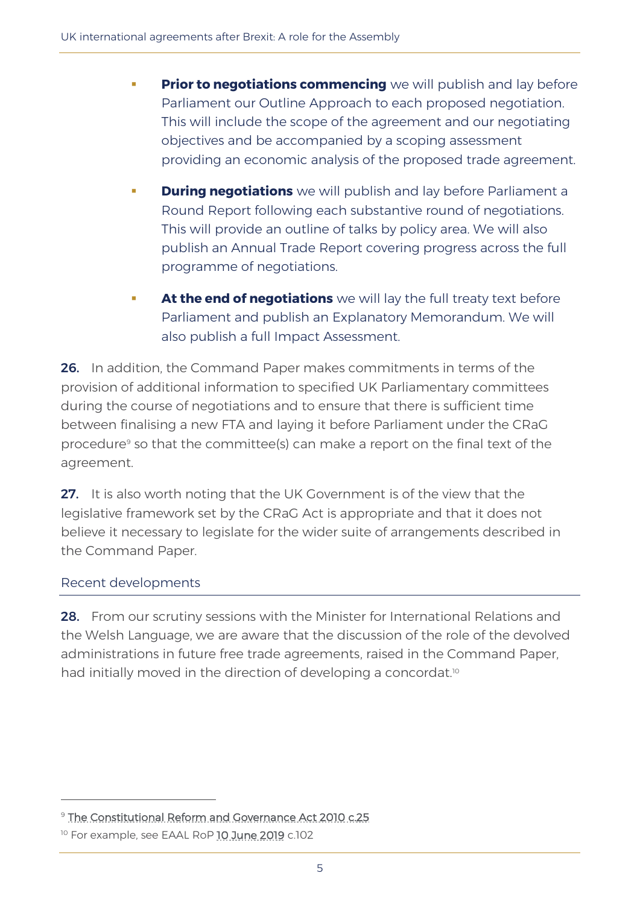- **Prior to negotiations commencing** we will publish and lay before Parliament our Outline Approach to each proposed negotiation. This will include the scope of the agreement and our negotiating objectives and be accompanied by a scoping assessment providing an economic analysis of the proposed trade agreement.

- **During negotiations** we will publish and lay before Parliament a Round Report following each substantive round of negotiations. This will provide an outline of talks by policy area. We will also publish an Annual Trade Report covering progress across the full programme of negotiations.

- **At the end of negotiations** we will lay the full treaty text before Parliament and publish an Explanatory Memorandum. We will also publish a full Impact Assessment.

**26.** In addition, the Command Paper makes commitments in terms of the provision of additional information to specified UK Parliamentary committees during the course of negotiations and to ensure that there is sufficient time between finalising a new FTA and laying it before Parliament under the CRaG procedure[9] so that the committee(s) can make a report on the final text of the agreement.

**27.** It is also worth noting that the UK Government is of the view that the legislative framework set by the CRaG Act is appropriate and that it does not believe it necessary to legislate for the wider suite of arrangements described in the Command Paper.

## Recent developments

**28.** From our scrutiny sessions with the Minister for International Relations and the Welsh Language, we are aware that the discussion of the role of the devolved administrations in future free trade agreements, raised in the Command Paper, had initially moved in the direction of developing a concordat.[10]

---

[9] The Constitutional Reform and Governance Act 2010 c.25

[10] For example, see EAAL RoP 10 June 2019 c.102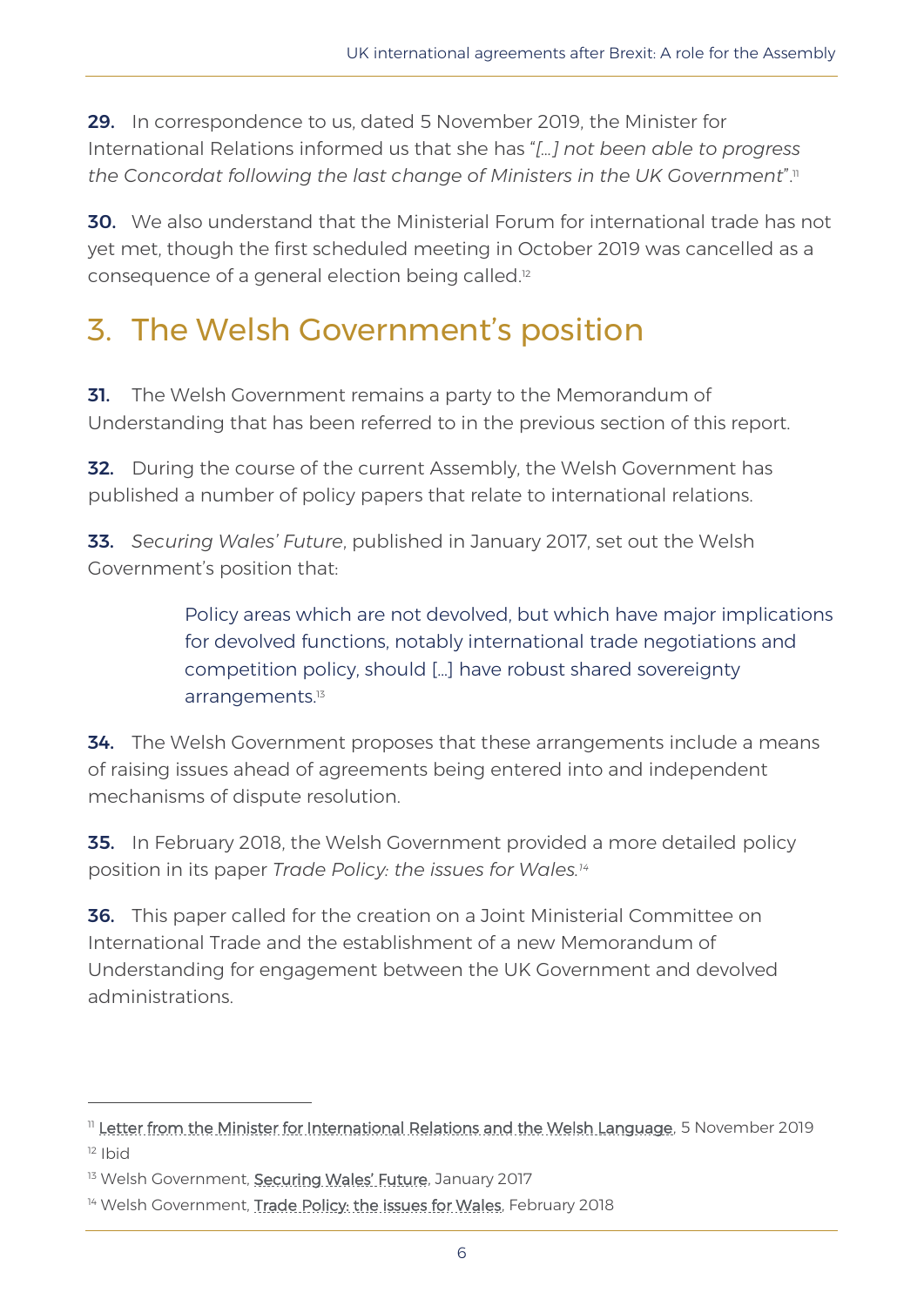**29.** In correspondence to us, dated 5 November 2019, the Minister for International Relations informed us that she has "*[…] not been able to progress the Concordat following the last change of Ministers in the UK Government*".[11]

**30.** We also understand that the Ministerial Forum for international trade has not yet met, though the first scheduled meeting in October 2019 was cancelled as a consequence of a general election being called.[12]

# 3. The Welsh Government's position

**31.** The Welsh Government remains a party to the Memorandum of Understanding that has been referred to in the previous section of this report.

**32.** During the course of the current Assembly, the Welsh Government has published a number of policy papers that relate to international relations.

**33.** *Securing Wales' Future*, published in January 2017, set out the Welsh Government's position that:

> Policy areas which are not devolved, but which have major implications for devolved functions, notably international trade negotiations and competition policy, should […] have robust shared sovereignty arrangements.[13]

**34.** The Welsh Government proposes that these arrangements include a means of raising issues ahead of agreements being entered into and independent mechanisms of dispute resolution.

**35.** In February 2018, the Welsh Government provided a more detailed policy position in its paper *Trade Policy: the issues for Wales.*[14]

**36.** This paper called for the creation on a Joint Ministerial Committee on International Trade and the establishment of a new Memorandum of Understanding for engagement between the UK Government and devolved administrations.

---

[11] Letter from the Minister for International Relations and the Welsh Language, 5 November 2019

[12] Ibid

[13] Welsh Government, Securing Wales' Future, January 2017

[14] Welsh Government, Trade Policy: the issues for Wales, February 2018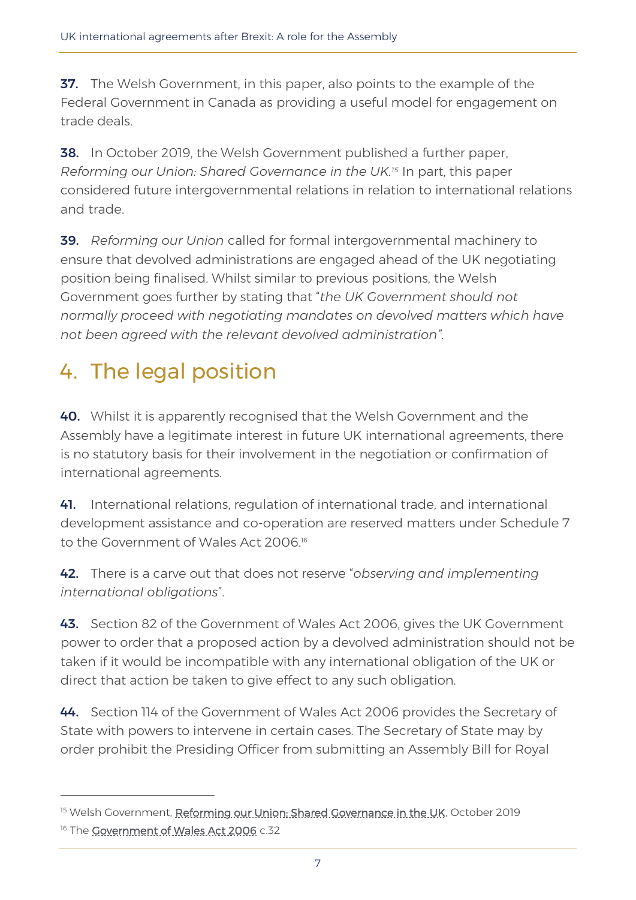**37.** The Welsh Government, in this paper, also points to the example of the Federal Government in Canada as providing a useful model for engagement on trade deals.

**38.** In October 2019, the Welsh Government published a further paper, *Reforming our Union: Shared Governance in the UK.*[15] In part, this paper considered future intergovernmental relations in relation to international relations and trade.

**39.** *Reforming our Union* called for formal intergovernmental machinery to ensure that devolved administrations are engaged ahead of the UK negotiating position being finalised. Whilst similar to previous positions, the Welsh Government goes further by stating that "*the UK Government should not normally proceed with negotiating mandates on devolved matters which have not been agreed with the relevant devolved administration*".

## 4. The legal position

**40.** Whilst it is apparently recognised that the Welsh Government and the Assembly have a legitimate interest in future UK international agreements, there is no statutory basis for their involvement in the negotiation or confirmation of international agreements.

**41.** International relations, regulation of international trade, and international development assistance and co-operation are reserved matters under Schedule 7 to the Government of Wales Act 2006.[16]

**42.** There is a carve out that does not reserve "*observing and implementing international obligations*".

**43.** Section 82 of the Government of Wales Act 2006, gives the UK Government power to order that a proposed action by a devolved administration should not be taken if it would be incompatible with any international obligation of the UK or direct that action be taken to give effect to any such obligation.

**44.** Section 114 of the Government of Wales Act 2006 provides the Secretary of State with powers to intervene in certain cases. The Secretary of State may by order prohibit the Presiding Officer from submitting an Assembly Bill for Royal

---

[15] Welsh Government, Reforming our Union: Shared Governance in the UK, October 2019

[16] The Government of Wales Act 2006 c.32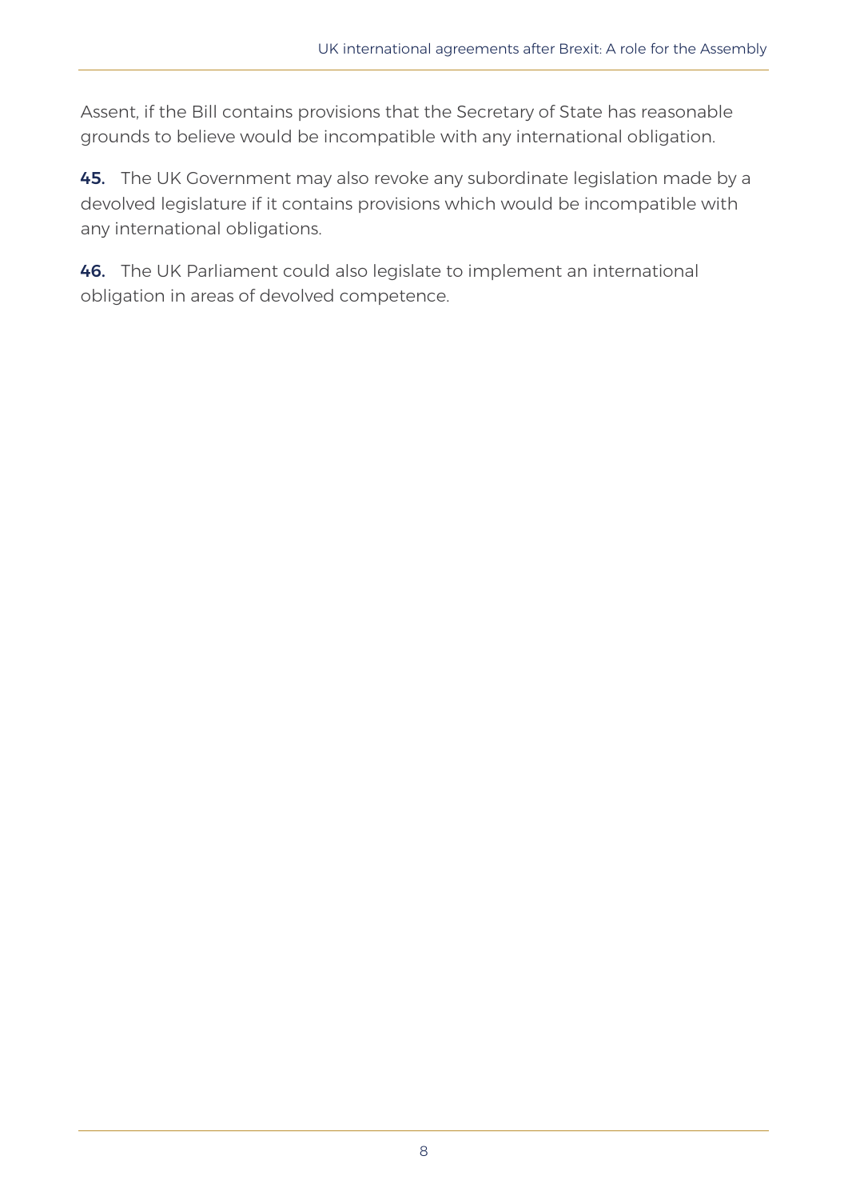Assent, if the Bill contains provisions that the Secretary of State has reasonable grounds to believe would be incompatible with any international obligation.

**45.** The UK Government may also revoke any subordinate legislation made by a devolved legislature if it contains provisions which would be incompatible with any international obligations.

**46.** The UK Parliament could also legislate to implement an international obligation in areas of devolved competence.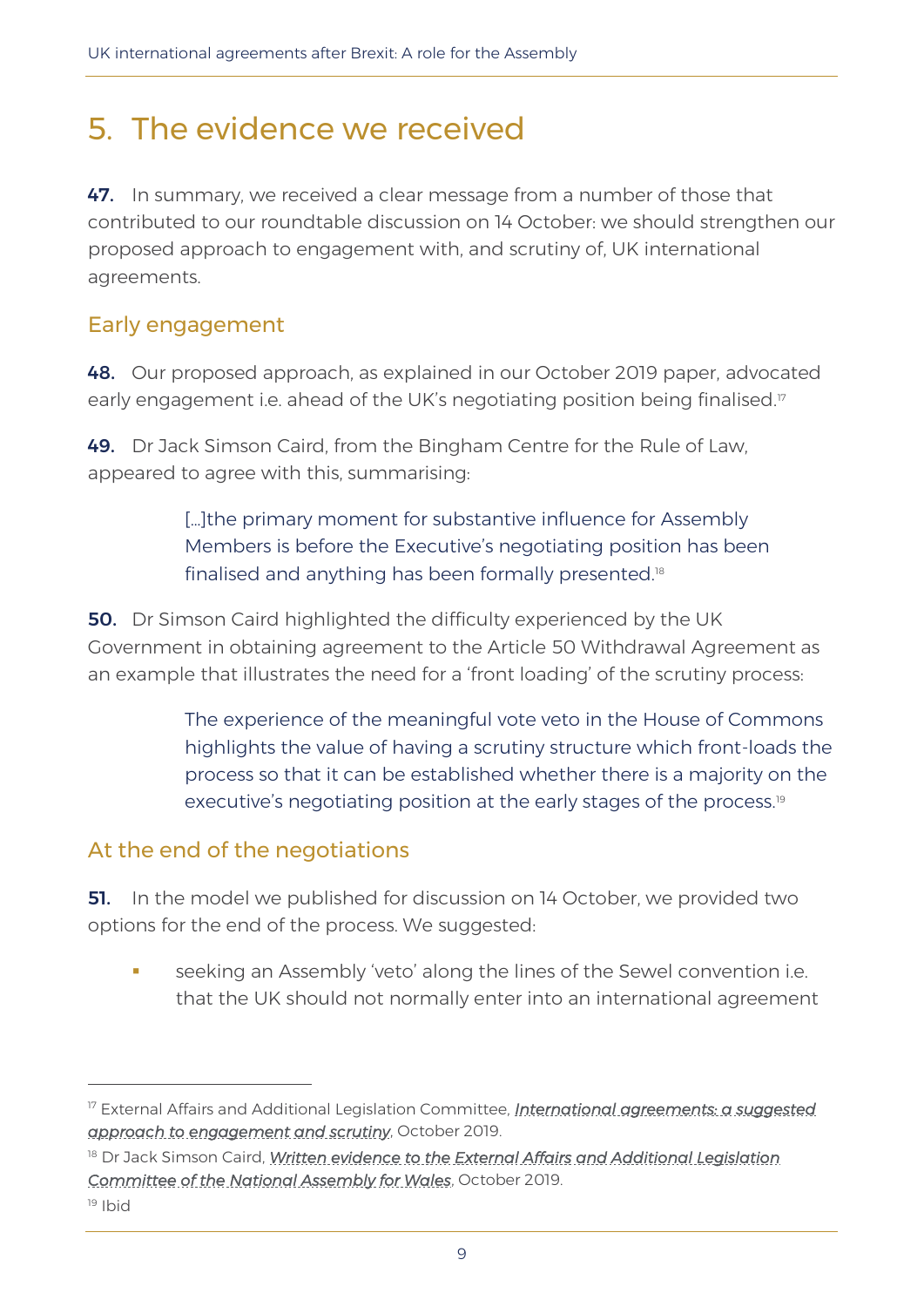# 5. The evidence we received

**47.** In summary, we received a clear message from a number of those that contributed to our roundtable discussion on 14 October: we should strengthen our proposed approach to engagement with, and scrutiny of, UK international agreements.

## Early engagement

**48.** Our proposed approach, as explained in our October 2019 paper, advocated early engagement i.e. ahead of the UK's negotiating position being finalised.[17]

**49.** Dr Jack Simson Caird, from the Bingham Centre for the Rule of Law, appeared to agree with this, summarising:

> […]the primary moment for substantive influence for Assembly Members is before the Executive's negotiating position has been finalised and anything has been formally presented.[18]

**50.** Dr Simson Caird highlighted the difficulty experienced by the UK Government in obtaining agreement to the Article 50 Withdrawal Agreement as an example that illustrates the need for a 'front loading' of the scrutiny process:

> The experience of the meaningful vote veto in the House of Commons highlights the value of having a scrutiny structure which front-loads the process so that it can be established whether there is a majority on the executive's negotiating position at the early stages of the process.[19]

## At the end of the negotiations

**51.** In the model we published for discussion on 14 October, we provided two options for the end of the process. We suggested:

- seeking an Assembly 'veto' along the lines of the Sewel convention i.e. that the UK should not normally enter into an international agreement

---

[17] External Affairs and Additional Legislation Committee, *International agreements: a suggested approach to engagement and scrutiny*, October 2019.

[18] Dr Jack Simson Caird, *Written evidence to the External Affairs and Additional Legislation Committee of the National Assembly for Wales*, October 2019.

[19] Ibid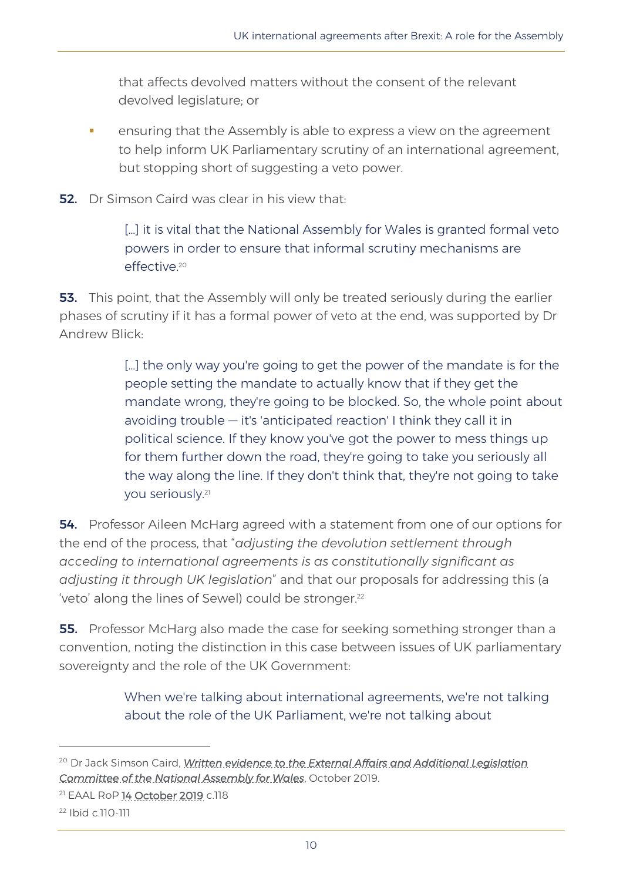that affects devolved matters without the consent of the relevant devolved legislature; or

- ensuring that the Assembly is able to express a view on the agreement to help inform UK Parliamentary scrutiny of an international agreement, but stopping short of suggesting a veto power.

**52.** Dr Simson Caird was clear in his view that:

> […] it is vital that the National Assembly for Wales is granted formal veto powers in order to ensure that informal scrutiny mechanisms are effective.[20]

**53.** This point, that the Assembly will only be treated seriously during the earlier phases of scrutiny if it has a formal power of veto at the end, was supported by Dr Andrew Blick:

> […] the only way you're going to get the power of the mandate is for the people setting the mandate to actually know that if they get the mandate wrong, they're going to be blocked. So, the whole point about avoiding trouble — it's 'anticipated reaction' I think they call it in political science. If they know you've got the power to mess things up for them further down the road, they're going to take you seriously all the way along the line. If they don't think that, they're not going to take you seriously.[21]

**54.** Professor Aileen McHarg agreed with a statement from one of our options for the end of the process, that "*adjusting the devolution settlement through acceding to international agreements is as constitutionally significant as adjusting it through UK legislation*" and that our proposals for addressing this (a 'veto' along the lines of Sewel) could be stronger.[22]

**55.** Professor McHarg also made the case for seeking something stronger than a convention, noting the distinction in this case between issues of UK parliamentary sovereignty and the role of the UK Government:

> When we're talking about international agreements, we're not talking about the role of the UK Parliament, we're not talking about

---

[20] Dr Jack Simson Caird, *Written evidence to the External Affairs and Additional Legislation Committee of the National Assembly for Wales*, October 2019.

[21] EAAL RoP 14 October 2019 c.118

[22] Ibid c.110-111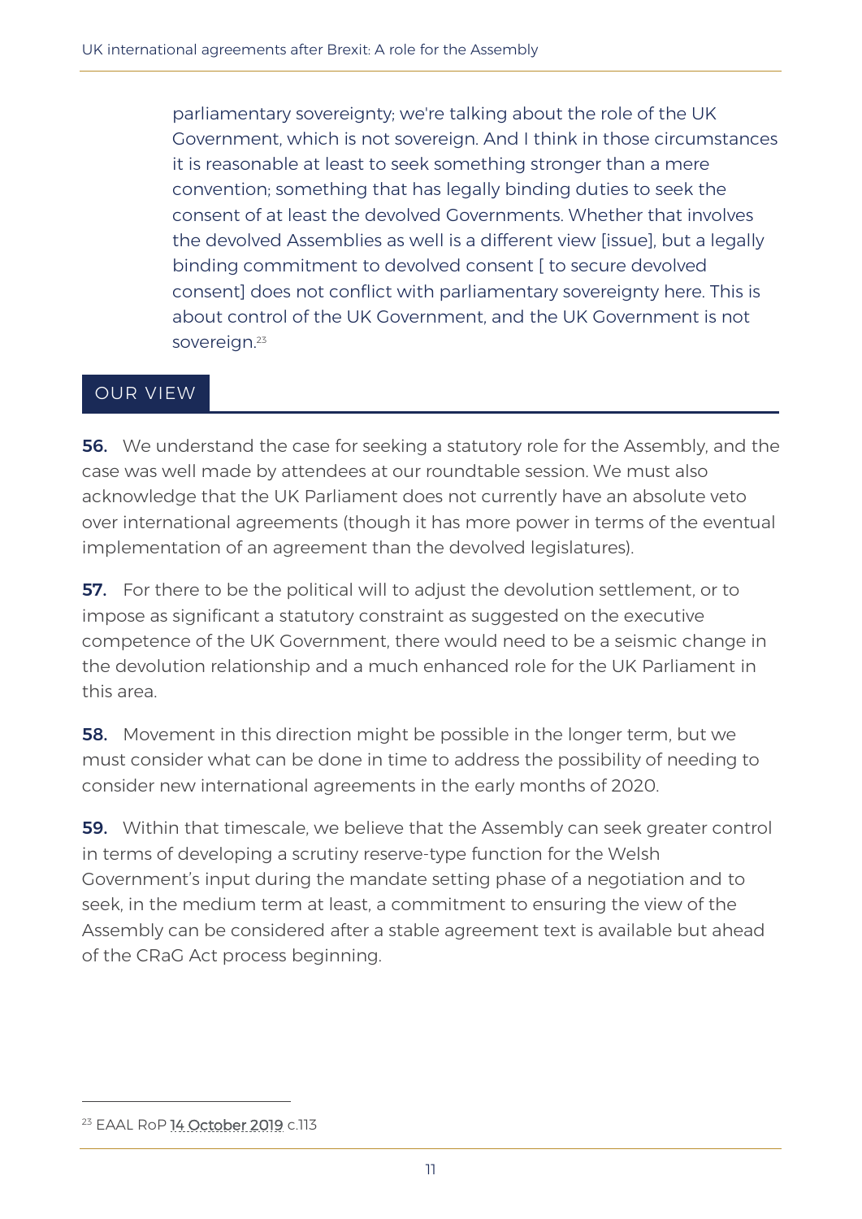> parliamentary sovereignty; we're talking about the role of the UK Government, which is not sovereign. And I think in those circumstances it is reasonable at least to seek something stronger than a mere convention; something that has legally binding duties to seek the consent of at least the devolved Governments. Whether that involves the devolved Assemblies as well is a different view [issue], but a legally binding commitment to devolved consent [ to secure devolved consent] does not conflict with parliamentary sovereignty here. This is about control of the UK Government, and the UK Government is not sovereign.[23]

## OUR VIEW

**56.** We understand the case for seeking a statutory role for the Assembly, and the case was well made by attendees at our roundtable session. We must also acknowledge that the UK Parliament does not currently have an absolute veto over international agreements (though it has more power in terms of the eventual implementation of an agreement than the devolved legislatures).

**57.** For there to be the political will to adjust the devolution settlement, or to impose as significant a statutory constraint as suggested on the executive competence of the UK Government, there would need to be a seismic change in the devolution relationship and a much enhanced role for the UK Parliament in this area.

**58.** Movement in this direction might be possible in the longer term, but we must consider what can be done in time to address the possibility of needing to consider new international agreements in the early months of 2020.

**59.** Within that timescale, we believe that the Assembly can seek greater control in terms of developing a scrutiny reserve-type function for the Welsh Government's input during the mandate setting phase of a negotiation and to seek, in the medium term at least, a commitment to ensuring the view of the Assembly can be considered after a stable agreement text is available but ahead of the CRaG Act process beginning.

---

[23] EAAL RoP 14 October 2019 c.113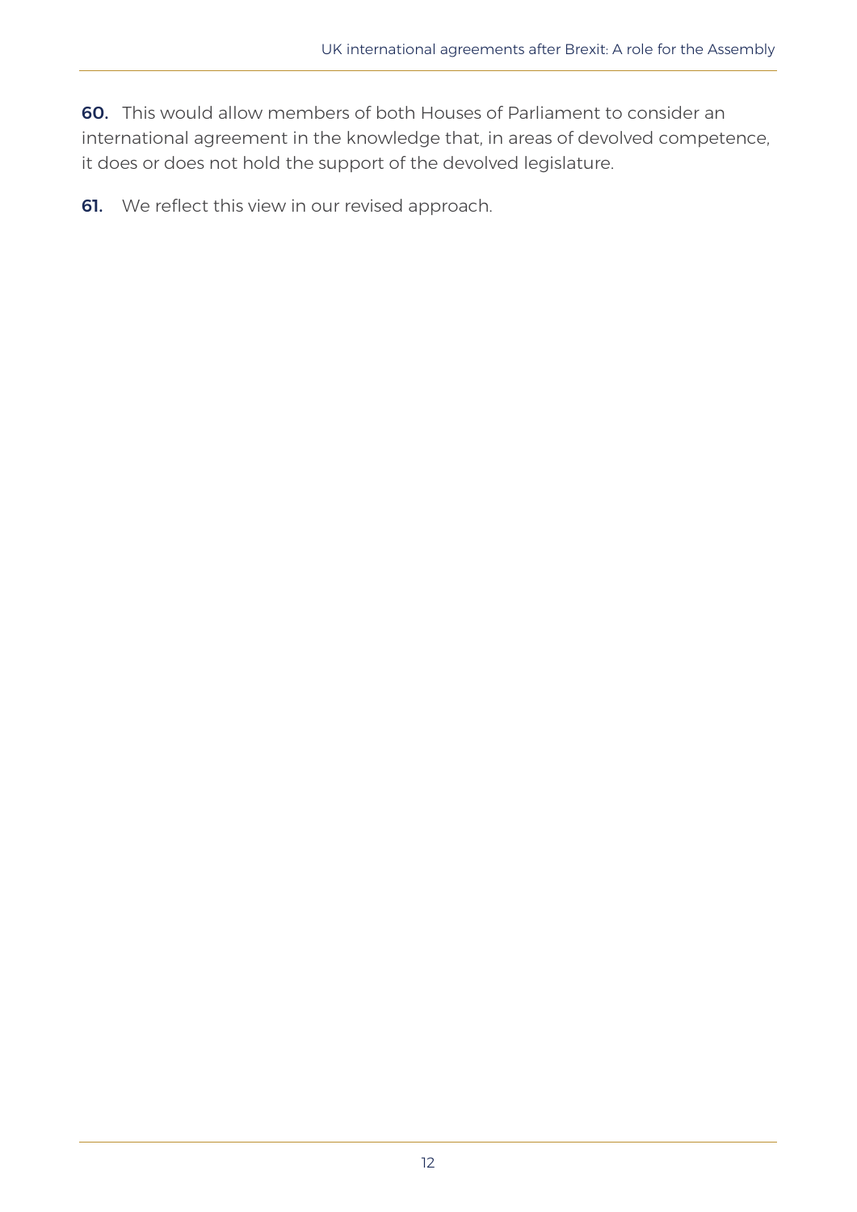**60.** This would allow members of both Houses of Parliament to consider an international agreement in the knowledge that, in areas of devolved competence, it does or does not hold the support of the devolved legislature.

**61.** We reflect this view in our revised approach.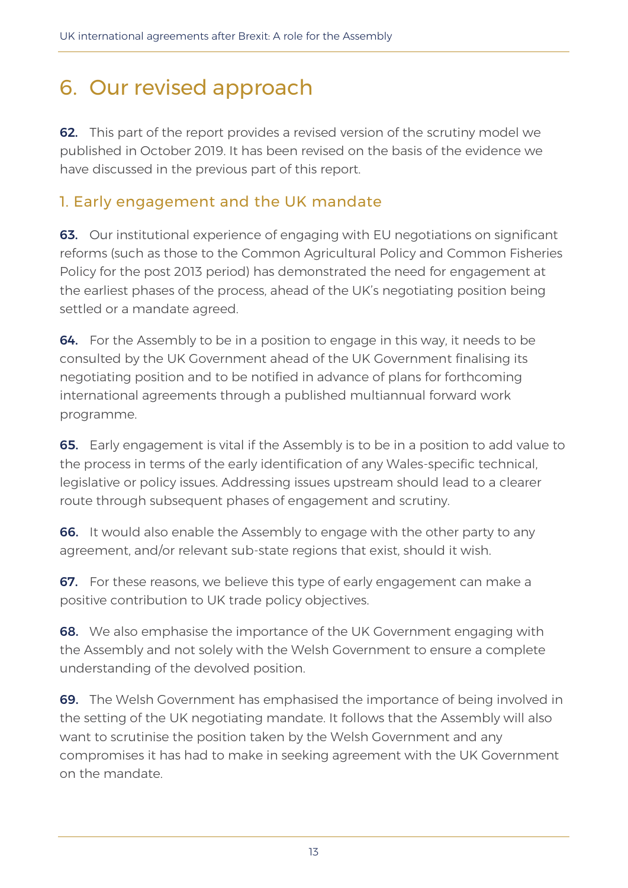# 6. Our revised approach

**62.** This part of the report provides a revised version of the scrutiny model we published in October 2019. It has been revised on the basis of the evidence we have discussed in the previous part of this report.

## 1. Early engagement and the UK mandate

**63.** Our institutional experience of engaging with EU negotiations on significant reforms (such as those to the Common Agricultural Policy and Common Fisheries Policy for the post 2013 period) has demonstrated the need for engagement at the earliest phases of the process, ahead of the UK's negotiating position being settled or a mandate agreed.

**64.** For the Assembly to be in a position to engage in this way, it needs to be consulted by the UK Government ahead of the UK Government finalising its negotiating position and to be notified in advance of plans for forthcoming international agreements through a published multiannual forward work programme.

**65.** Early engagement is vital if the Assembly is to be in a position to add value to the process in terms of the early identification of any Wales-specific technical, legislative or policy issues. Addressing issues upstream should lead to a clearer route through subsequent phases of engagement and scrutiny.

**66.** It would also enable the Assembly to engage with the other party to any agreement, and/or relevant sub-state regions that exist, should it wish.

**67.** For these reasons, we believe this type of early engagement can make a positive contribution to UK trade policy objectives.

**68.** We also emphasise the importance of the UK Government engaging with the Assembly and not solely with the Welsh Government to ensure a complete understanding of the devolved position.

**69.** The Welsh Government has emphasised the importance of being involved in the setting of the UK negotiating mandate. It follows that the Assembly will also want to scrutinise the position taken by the Welsh Government and any compromises it has had to make in seeking agreement with the UK Government on the mandate.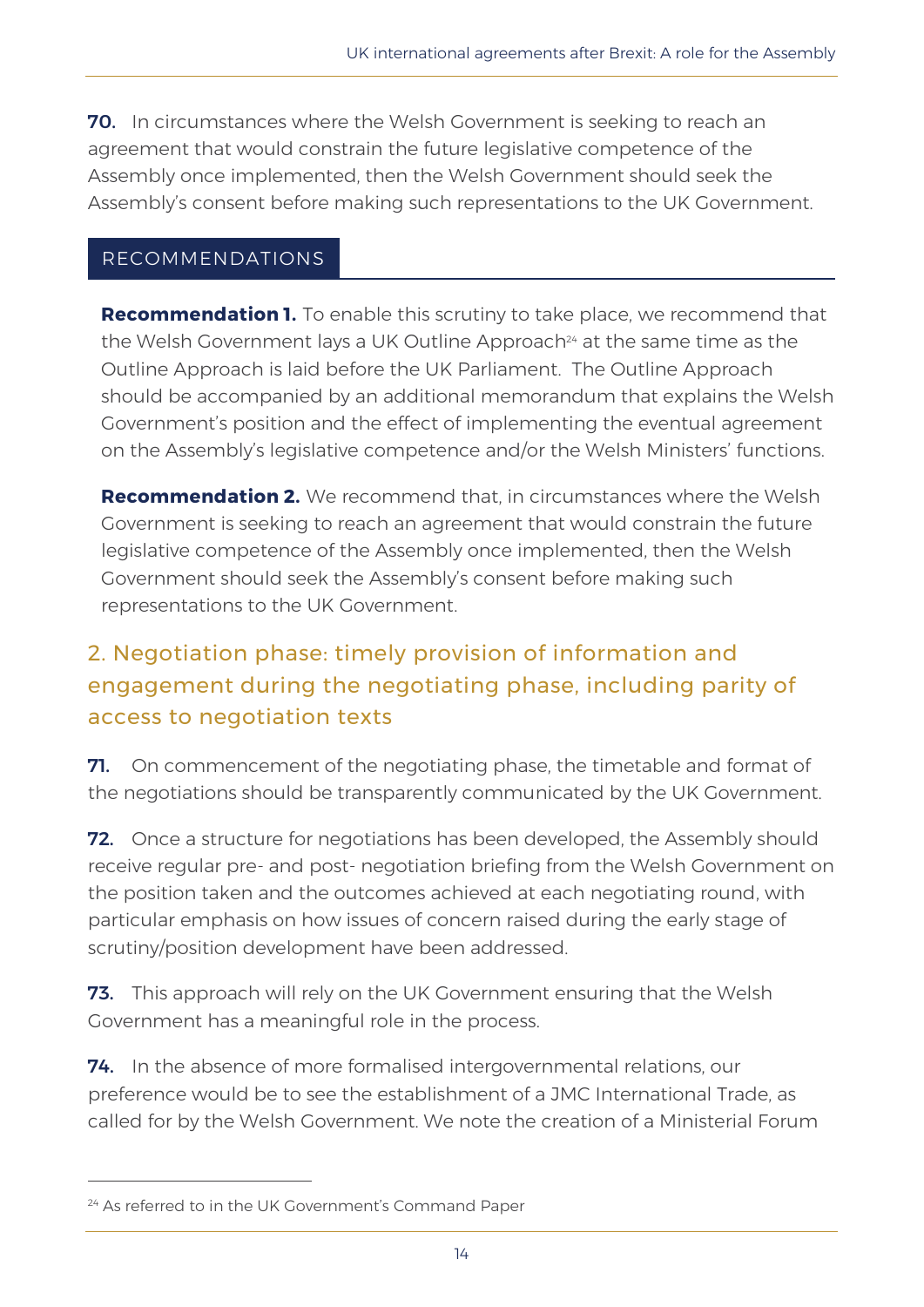**70.** In circumstances where the Welsh Government is seeking to reach an agreement that would constrain the future legislative competence of the Assembly once implemented, then the Welsh Government should seek the Assembly's consent before making such representations to the UK Government.

## RECOMMENDATIONS

**Recommendation 1.** To enable this scrutiny to take place, we recommend that the Welsh Government lays a UK Outline Approach[24] at the same time as the Outline Approach is laid before the UK Parliament. The Outline Approach should be accompanied by an additional memorandum that explains the Welsh Government's position and the effect of implementing the eventual agreement on the Assembly's legislative competence and/or the Welsh Ministers' functions.

**Recommendation 2.** We recommend that, in circumstances where the Welsh Government is seeking to reach an agreement that would constrain the future legislative competence of the Assembly once implemented, then the Welsh Government should seek the Assembly's consent before making such representations to the UK Government.

## 2. Negotiation phase: timely provision of information and engagement during the negotiating phase, including parity of access to negotiation texts

**71.** On commencement of the negotiating phase, the timetable and format of the negotiations should be transparently communicated by the UK Government.

**72.** Once a structure for negotiations has been developed, the Assembly should receive regular pre- and post- negotiation briefing from the Welsh Government on the position taken and the outcomes achieved at each negotiating round, with particular emphasis on how issues of concern raised during the early stage of scrutiny/position development have been addressed.

**73.** This approach will rely on the UK Government ensuring that the Welsh Government has a meaningful role in the process.

**74.** In the absence of more formalised intergovernmental relations, our preference would be to see the establishment of a JMC International Trade, as called for by the Welsh Government. We note the creation of a Ministerial Forum

[24] As referred to in the UK Government's Command Paper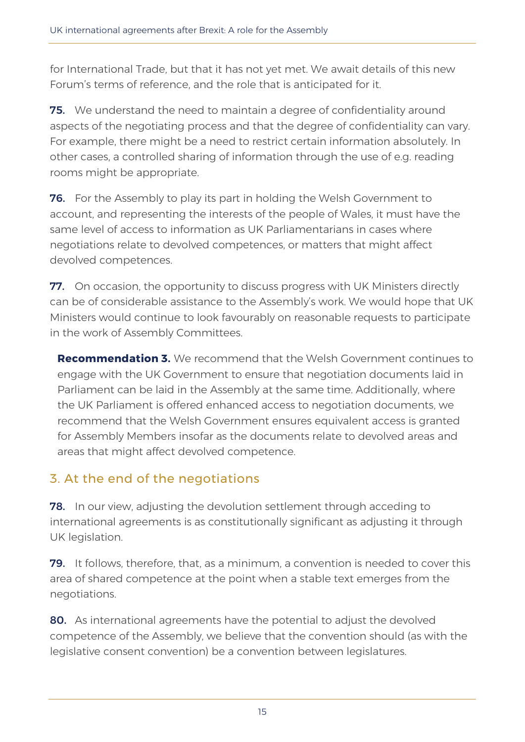for International Trade, but that it has not yet met. We await details of this new Forum's terms of reference, and the role that is anticipated for it.

**75.** We understand the need to maintain a degree of confidentiality around aspects of the negotiating process and that the degree of confidentiality can vary. For example, there might be a need to restrict certain information absolutely. In other cases, a controlled sharing of information through the use of e.g. reading rooms might be appropriate.

**76.** For the Assembly to play its part in holding the Welsh Government to account, and representing the interests of the people of Wales, it must have the same level of access to information as UK Parliamentarians in cases where negotiations relate to devolved competences, or matters that might affect devolved competences.

**77.** On occasion, the opportunity to discuss progress with UK Ministers directly can be of considerable assistance to the Assembly's work. We would hope that UK Ministers would continue to look favourably on reasonable requests to participate in the work of Assembly Committees.

> **Recommendation 3.** We recommend that the Welsh Government continues to engage with the UK Government to ensure that negotiation documents laid in Parliament can be laid in the Assembly at the same time. Additionally, where the UK Parliament is offered enhanced access to negotiation documents, we recommend that the Welsh Government ensures equivalent access is granted for Assembly Members insofar as the documents relate to devolved areas and areas that might affect devolved competence.

## 3. At the end of the negotiations

**78.** In our view, adjusting the devolution settlement through acceding to international agreements is as constitutionally significant as adjusting it through UK legislation.

**79.** It follows, therefore, that, as a minimum, a convention is needed to cover this area of shared competence at the point when a stable text emerges from the negotiations.

**80.** As international agreements have the potential to adjust the devolved competence of the Assembly, we believe that the convention should (as with the legislative consent convention) be a convention between legislatures.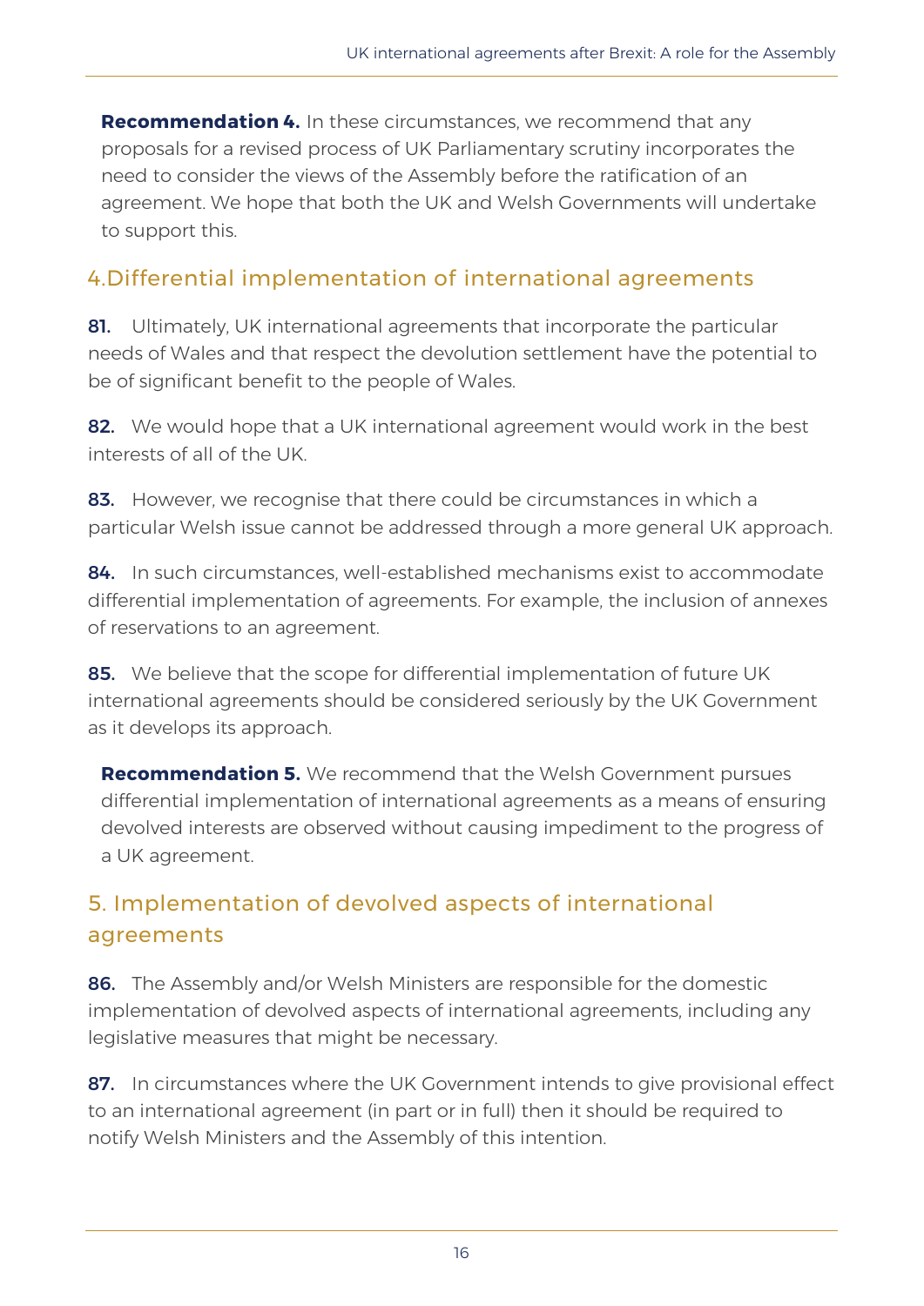**Recommendation 4.** In these circumstances, we recommend that any proposals for a revised process of UK Parliamentary scrutiny incorporates the need to consider the views of the Assembly before the ratification of an agreement. We hope that both the UK and Welsh Governments will undertake to support this.

## 4. Differential implementation of international agreements

**81.** Ultimately, UK international agreements that incorporate the particular needs of Wales and that respect the devolution settlement have the potential to be of significant benefit to the people of Wales.

**82.** We would hope that a UK international agreement would work in the best interests of all of the UK.

**83.** However, we recognise that there could be circumstances in which a particular Welsh issue cannot be addressed through a more general UK approach.

**84.** In such circumstances, well-established mechanisms exist to accommodate differential implementation of agreements. For example, the inclusion of annexes of reservations to an agreement.

**85.** We believe that the scope for differential implementation of future UK international agreements should be considered seriously by the UK Government as it develops its approach.

**Recommendation 5.** We recommend that the Welsh Government pursues differential implementation of international agreements as a means of ensuring devolved interests are observed without causing impediment to the progress of a UK agreement.

## 5. Implementation of devolved aspects of international agreements

**86.** The Assembly and/or Welsh Ministers are responsible for the domestic implementation of devolved aspects of international agreements, including any legislative measures that might be necessary.

**87.** In circumstances where the UK Government intends to give provisional effect to an international agreement (in part or in full) then it should be required to notify Welsh Ministers and the Assembly of this intention.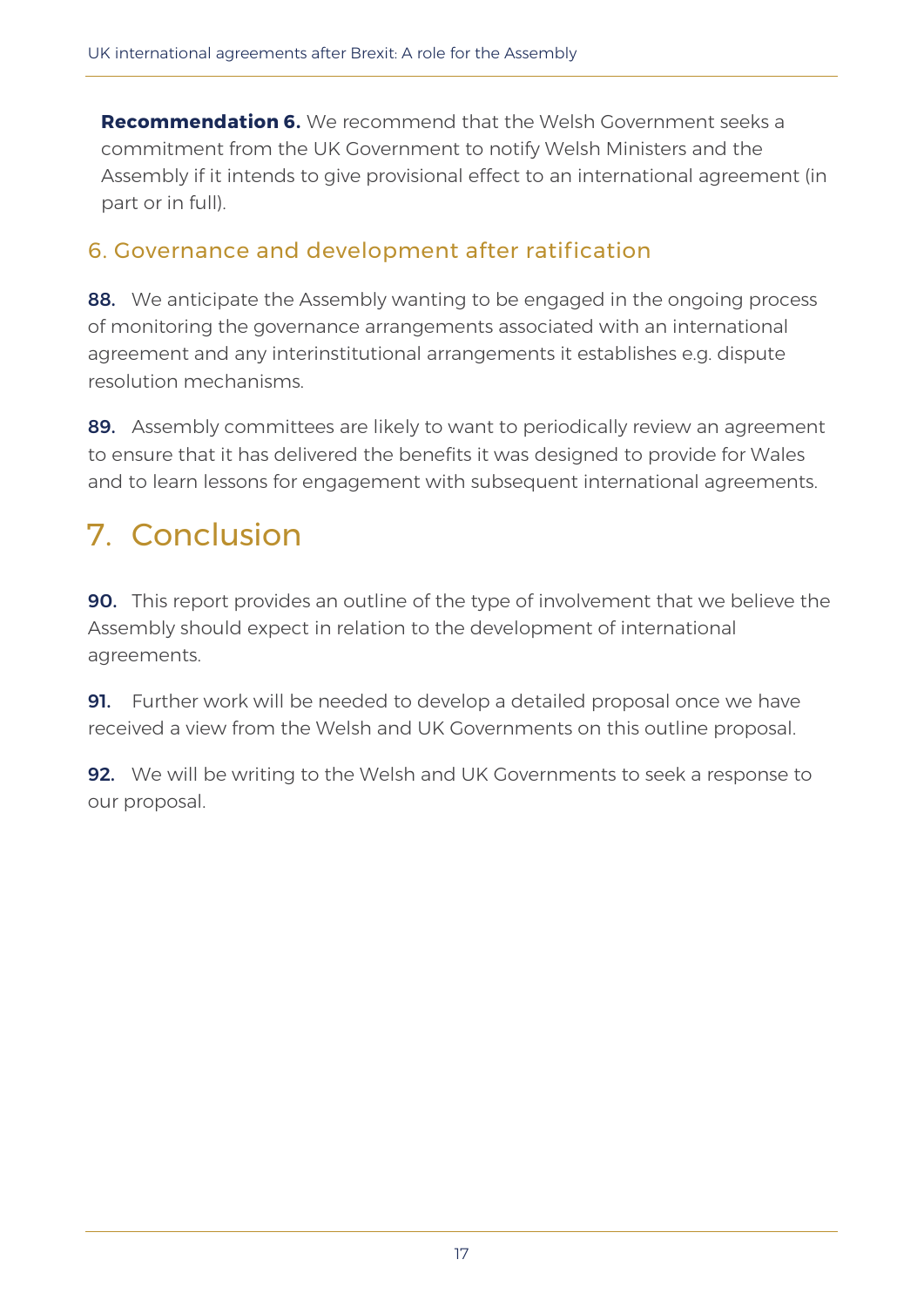**Recommendation 6.** We recommend that the Welsh Government seeks a commitment from the UK Government to notify Welsh Ministers and the Assembly if it intends to give provisional effect to an international agreement (in part or in full).

## 6. Governance and development after ratification

**88.** We anticipate the Assembly wanting to be engaged in the ongoing process of monitoring the governance arrangements associated with an international agreement and any interinstitutional arrangements it establishes e.g. dispute resolution mechanisms.

**89.** Assembly committees are likely to want to periodically review an agreement to ensure that it has delivered the benefits it was designed to provide for Wales and to learn lessons for engagement with subsequent international agreements.

# 7. Conclusion

**90.** This report provides an outline of the type of involvement that we believe the Assembly should expect in relation to the development of international agreements.

**91.** Further work will be needed to develop a detailed proposal once we have received a view from the Welsh and UK Governments on this outline proposal.

**92.** We will be writing to the Welsh and UK Governments to seek a response to our proposal.